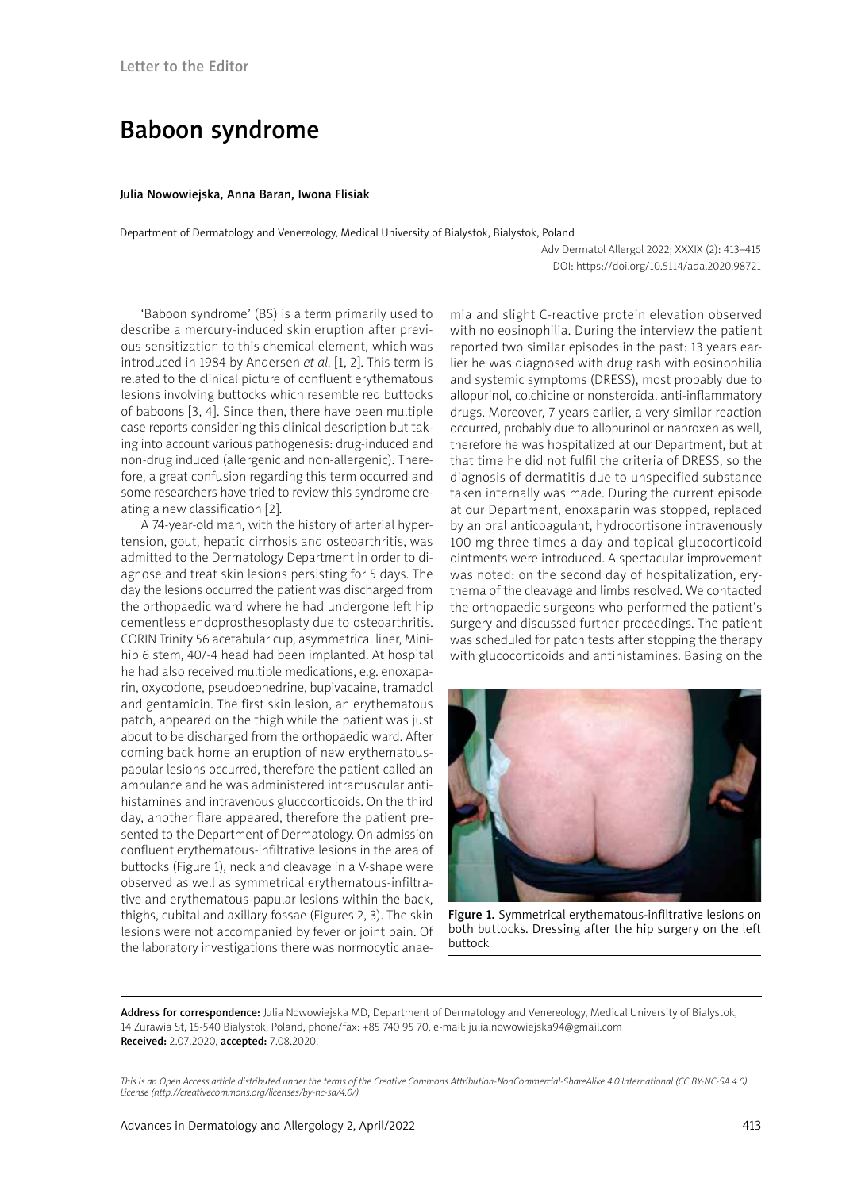Letter to the Editor

# Baboon syndrome

**Julia Nowowiejska, Anna Baran, Iwona Flisiak**

Department of Dermatology and Venereology, Medical University of Bialystok, Bialystok, Poland

Adv Dermatol Allergol 2022; XXXIX (2): 413–415
DOI: https://doi.org/10.5114/ada.2020.98721

'Baboon syndrome' (BS) is a term primarily used to describe a mercury-induced skin eruption after previous sensitization to this chemical element, which was introduced in 1984 by Andersen *et al.* [1, 2]. This term is related to the clinical picture of confluent erythematous lesions involving buttocks which resemble red buttocks of baboons [3, 4]. Since then, there have been multiple case reports considering this clinical description but taking into account various pathogenesis: drug-induced and non-drug induced (allergenic and non-allergenic). Therefore, a great confusion regarding this term occurred and some researchers have tried to review this syndrome creating a new classification [2].

A 74-year-old man, with the history of arterial hypertension, gout, hepatic cirrhosis and osteoarthritis, was admitted to the Dermatology Department in order to diagnose and treat skin lesions persisting for 5 days. The day the lesions occurred the patient was discharged from the orthopaedic ward where he had undergone left hip cementless endoprosthesoplasty due to osteoarthritis. CORIN Trinity 56 acetabular cup, asymmetrical liner, Minihip 6 stem, 40/-4 head had been implanted. At hospital he had also received multiple medications, e.g. enoxaparin, oxycodone, pseudoephedrine, bupivacaine, tramadol and gentamicin. The first skin lesion, an erythematous patch, appeared on the thigh while the patient was just about to be discharged from the orthopaedic ward. After coming back home an eruption of new erythematous-papular lesions occurred, therefore the patient called an ambulance and he was administered intramuscular antihistamines and intravenous glucocorticoids. On the third day, another flare appeared, therefore the patient presented to the Department of Dermatology. On admission confluent erythematous-infiltrative lesions in the area of buttocks (Figure 1), neck and cleavage in a V-shape were observed as well as symmetrical erythematous-infiltrative and erythematous-papular lesions within the back, thighs, cubital and axillary fossae (Figures 2, 3). The skin lesions were not accompanied by fever or joint pain. Of the laboratory investigations there was normocytic anaemia and slight C-reactive protein elevation observed with no eosinophilia. During the interview the patient reported two similar episodes in the past: 13 years earlier he was diagnosed with drug rash with eosinophilia and systemic symptoms (DRESS), most probably due to allopurinol, colchicine or nonsteroidal anti-inflammatory drugs. Moreover, 7 years earlier, a very similar reaction occurred, probably due to allopurinol or naproxen as well, therefore he was hospitalized at our Department, but at that time he did not fulfil the criteria of DRESS, so the diagnosis of dermatitis due to unspecified substance taken internally was made. During the current episode at our Department, enoxaparin was stopped, replaced by an oral anticoagulant, hydrocortisone intravenously 100 mg three times a day and topical glucocorticoid ointments were introduced. A spectacular improvement was noted: on the second day of hospitalization, erythema of the cleavage and limbs resolved. We contacted the orthopaedic surgeons who performed the patient's surgery and discussed further proceedings. The patient was scheduled for patch tests after stopping the therapy with glucocorticoids and antihistamines. Basing on the

**Figure 1.** Symmetrical erythematous-infiltrative lesions on both buttocks. Dressing after the hip surgery on the left buttock

**Address for correspondence:** Julia Nowowiejska MD, Department of Dermatology and Venereology, Medical University of Bialystok, 14 Zurawia St, 15-540 Bialystok, Poland, phone/fax: +85 740 95 70, e-mail: julia.nowowiejska94@gmail.com
**Received:** 2.07.2020, **accepted:** 7.08.2020.

*This is an Open Access article distributed under the terms of the Creative Commons Attribution-NonCommercial-ShareAlike 4.0 International (CC BY-NC-SA 4.0). License (http://creativecommons.org/licenses/by-nc-sa/4.0/)*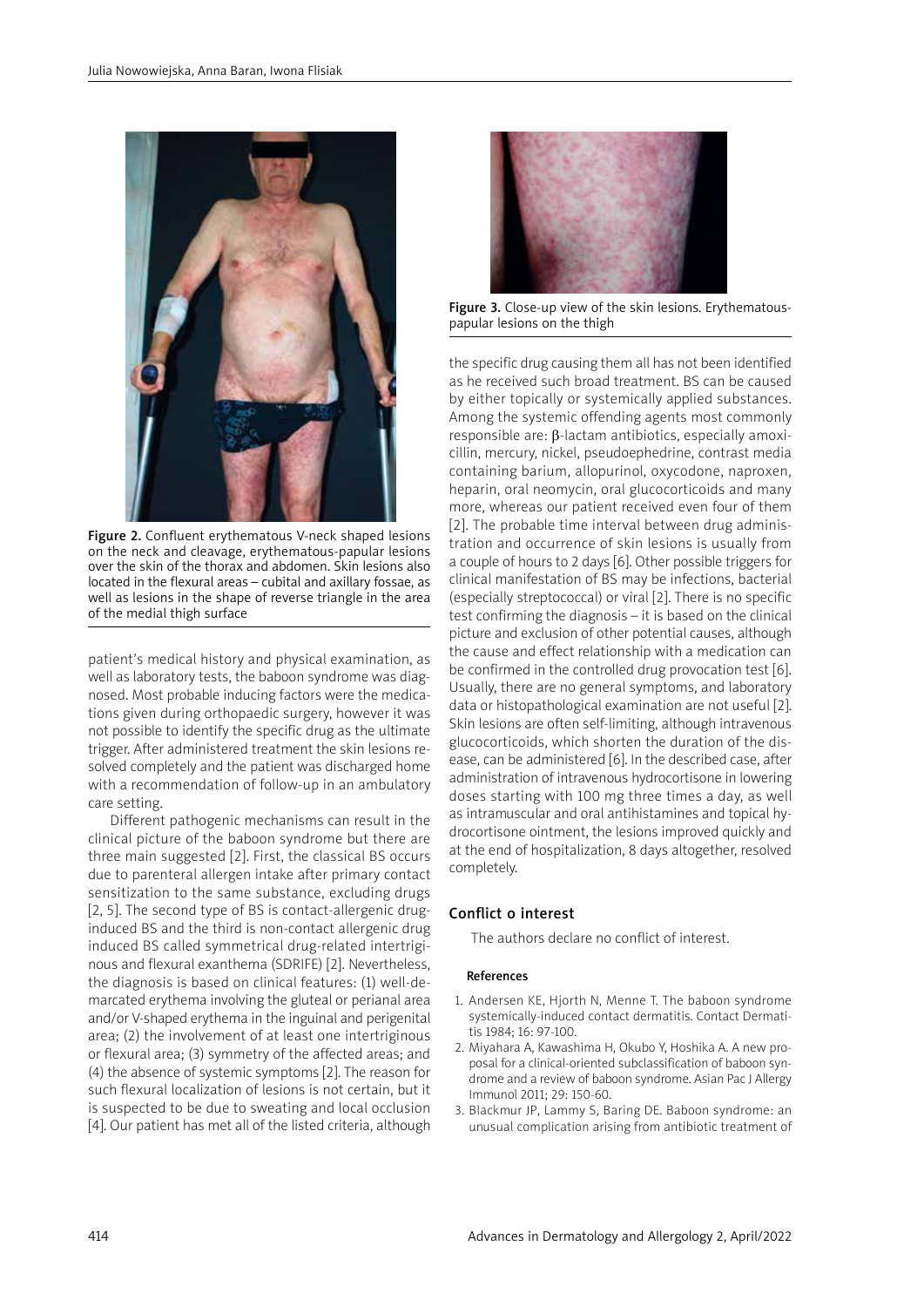Figure 2. Confluent erythematous V-neck shaped lesions on the neck and cleavage, erythematous-papular lesions over the skin of the thorax and abdomen. Skin lesions also located in the flexural areas – cubital and axillary fossae, as well as lesions in the shape of reverse triangle in the area of the medial thigh surface

patient's medical history and physical examination, as well as laboratory tests, the baboon syndrome was diagnosed. Most probable inducing factors were the medications given during orthopaedic surgery, however it was not possible to identify the specific drug as the ultimate trigger. After administered treatment the skin lesions resolved completely and the patient was discharged home with a recommendation of follow-up in an ambulatory care setting.

Different pathogenic mechanisms can result in the clinical picture of the baboon syndrome but there are three main suggested [2]. First, the classical BS occurs due to parenteral allergen intake after primary contact sensitization to the same substance, excluding drugs [2, 5]. The second type of BS is contact-allergenic drug-induced BS and the third is non-contact allergenic drug induced BS called symmetrical drug-related intertriginous and flexural exanthema (SDRIFE) [2]. Nevertheless, the diagnosis is based on clinical features: (1) well-demarcated erythema involving the gluteal or perianal area and/or V-shaped erythema in the inguinal and perigenital area; (2) the involvement of at least one intertriginous or flexural area; (3) symmetry of the affected areas; and (4) the absence of systemic symptoms [2]. The reason for such flexural localization of lesions is not certain, but it is suspected to be due to sweating and local occlusion [4]. Our patient has met all of the listed criteria, although

Figure 3. Close-up view of the skin lesions. Erythematous-papular lesions on the thigh

the specific drug causing them all has not been identified as he received such broad treatment. BS can be caused by either topically or systemically applied substances. Among the systemic offending agents most commonly responsible are: β-lactam antibiotics, especially amoxicillin, mercury, nickel, pseudoephedrine, contrast media containing barium, allopurinol, oxycodone, naproxen, heparin, oral neomycin, oral glucocorticoids and many more, whereas our patient received even four of them [2]. The probable time interval between drug administration and occurrence of skin lesions is usually from a couple of hours to 2 days [6]. Other possible triggers for clinical manifestation of BS may be infections, bacterial (especially streptococcal) or viral [2]. There is no specific test confirming the diagnosis – it is based on the clinical picture and exclusion of other potential causes, although the cause and effect relationship with a medication can be confirmed in the controlled drug provocation test [6]. Usually, there are no general symptoms, and laboratory data or histopathological examination are not useful [2]. Skin lesions are often self-limiting, although intravenous glucocorticoids, which shorten the duration of the disease, can be administered [6]. In the described case, after administration of intravenous hydrocortisone in lowering doses starting with 100 mg three times a day, as well as intramuscular and oral antihistamines and topical hydrocortisone ointment, the lesions improved quickly and at the end of hospitalization, 8 days altogether, resolved completely.

## Conflict o interest

The authors declare no conflict of interest.

### References

1. Andersen KE, Hjorth N, Menne T. The baboon syndrome systemically-induced contact dermatitis. Contact Dermatitis 1984; 16: 97-100.
2. Miyahara A, Kawashima H, Okubo Y, Hoshika A. A new proposal for a clinical-oriented subclassification of baboon syndrome and a review of baboon syndrome. Asian Pac J Allergy Immunol 2011; 29: 150-60.
3. Blackmur JP, Lammy S, Baring DE. Baboon syndrome: an unusual complication arising from antibiotic treatment of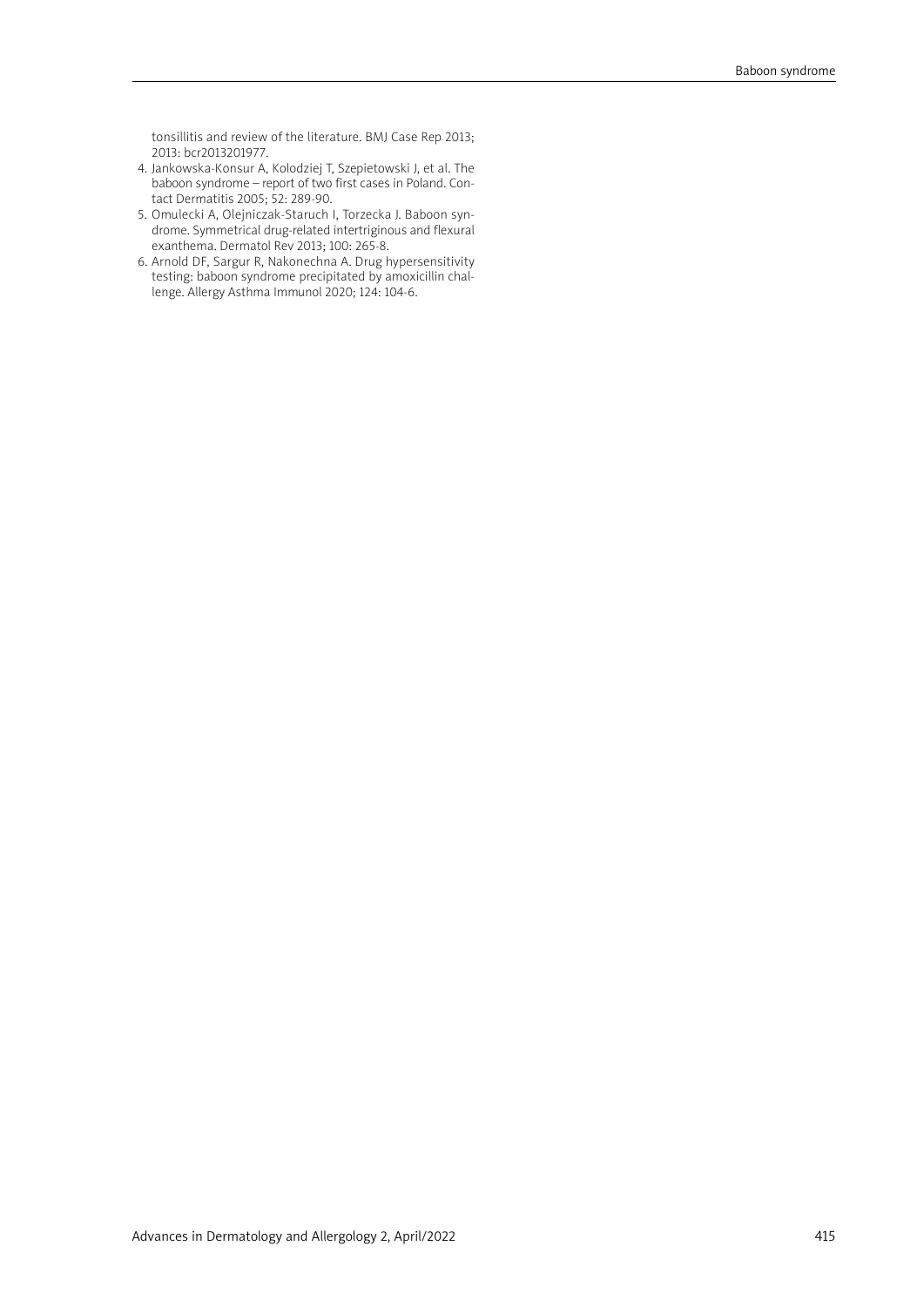tonsillitis and review of the literature. BMJ Case Rep 2013; 2013: bcr2013201977.

4. Jankowska-Konsur A, Kolodziej T, Szepietowski J, et al. The baboon syndrome – report of two first cases in Poland. Contact Dermatitis 2005; 52: 289-90.
5. Omulecki A, Olejniczak-Staruch I, Torzecka J. Baboon syndrome. Symmetrical drug-related intertriginous and flexural exanthema. Dermatol Rev 2013; 100: 265-8.
6. Arnold DF, Sargur R, Nakonechna A. Drug hypersensitivity testing: baboon syndrome precipitated by amoxicillin challenge. Allergy Asthma Immunol 2020; 124: 104-6.